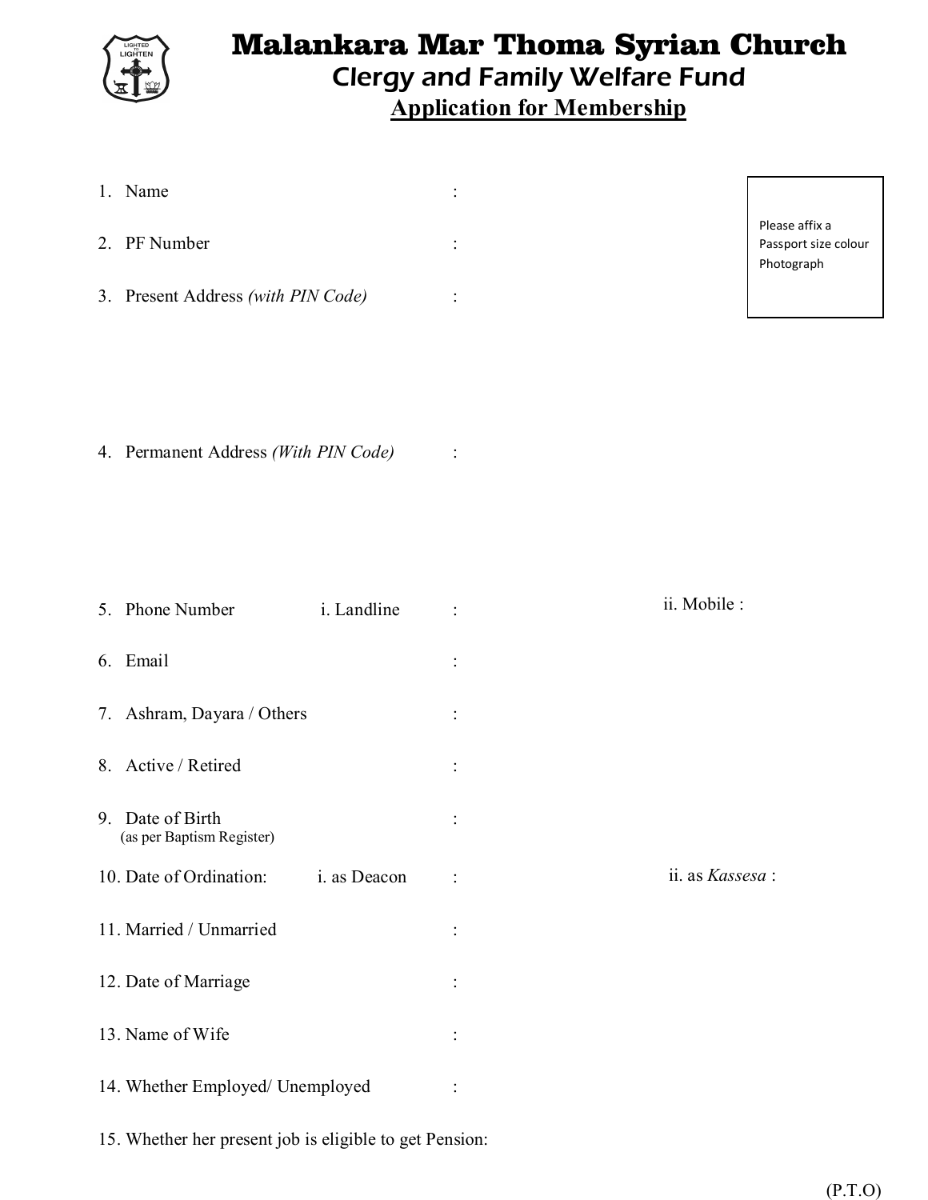# Malankara Mar Thoma Syrian Church

## Clergy and Family Welfare Fund

### Application for Membership

Please affix a Passport size colour Photograph

1. Name :
2. PF Number :
3. Present Address *(with PIN Code)* :

4. Permanent Address *(With PIN Code)* :

5. Phone Number i. Landline : ii. Mobile :
6. Email :
7. Ashram, Dayara / Others :
8. Active / Retired :
9. Date of Birth (as per Baptism Register) :
10. Date of Ordination: i. as Deacon : ii. as *Kassesa* :
11. Married / Unmarried :
12. Date of Marriage :
13. Name of Wife :
14. Whether Employed/ Unemployed :
15. Whether her present job is eligible to get Pension:

(P.T.O)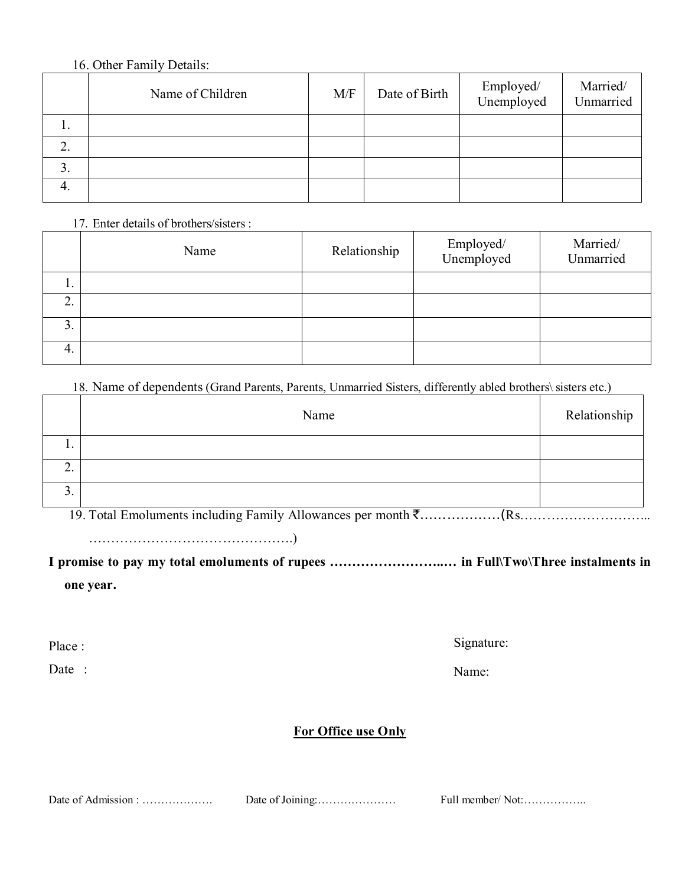16. Other Family Details:

| | Name of Children | M/F | Date of Birth | Employed/ Unemployed | Married/ Unmarried |
|---|---|---|---|---|---|
| 1. | | | | | |
| 2. | | | | | |
| 3. | | | | | |
| 4. | | | | | |

17. Enter details of brothers/sisters :

| | Name | Relationship | Employed/ Unemployed | Married/ Unmarried |
|---|---|---|---|---|
| 1. | | | | |
| 2. | | | | |
| 3. | | | | |
| 4. | | | | |

18. Name of dependents (Grand Parents, Parents, Unmarried Sisters, differently abled brothers\ sisters etc.)

| | Name | Relationship |
|---|---|---|
| 1. | | |
| 2. | | |
| 3. | | |

19. Total Emoluments including Family Allowances per month ₹………………(Rs………………………..
……………………………………….)

**I promise to pay my total emoluments of rupees ……………………..… in Full\Two\Three instalments in one year.**

Place :

Date :

Signature:

Name:

**For Office use Only**

Date of Admission : ………………. Date of Joining:…………………. Full member/ Not:……………..